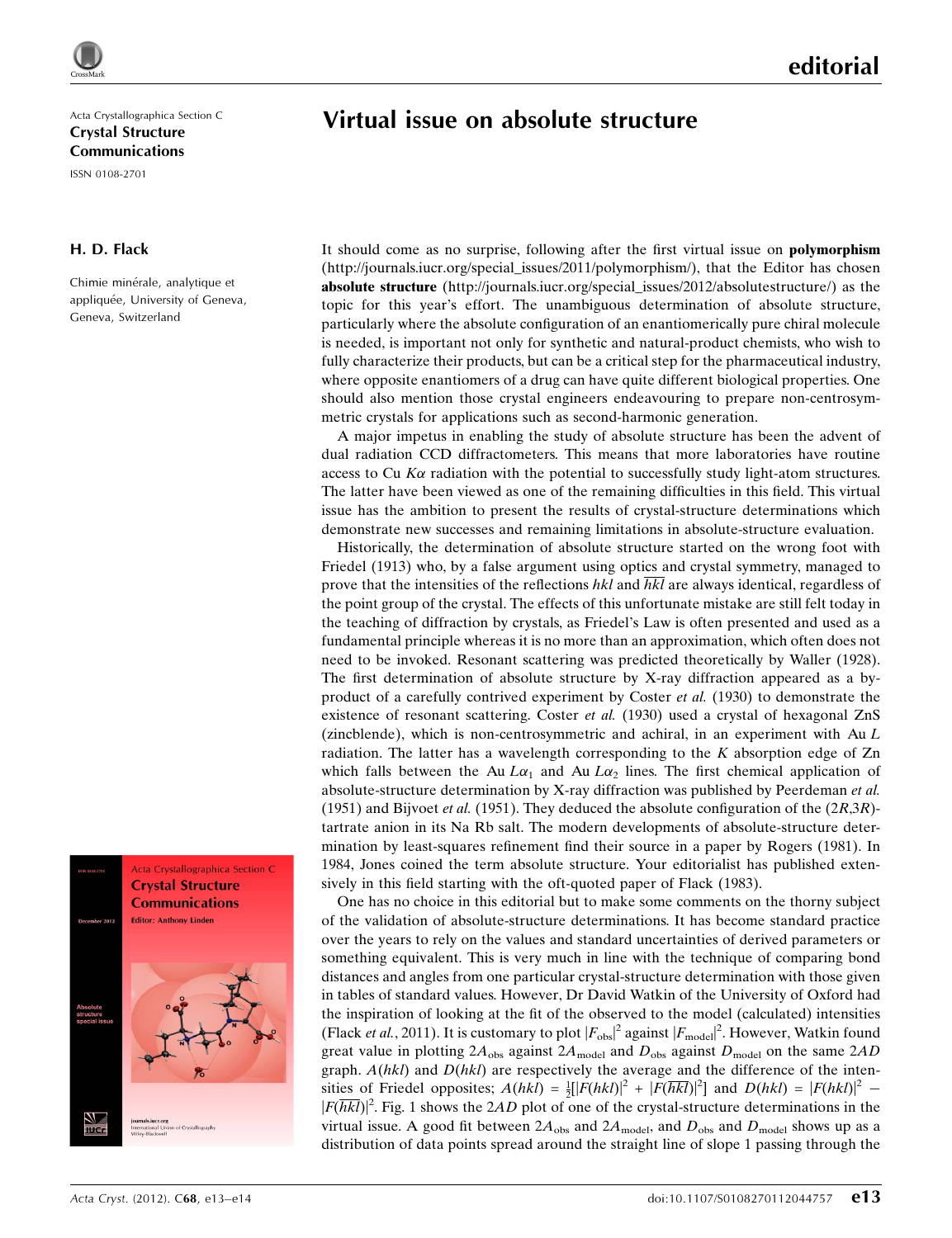editorial

Acta Crystallographica Section C
**Crystal Structure Communications**
ISSN 0108-2701

# Virtual issue on absolute structure

**H. D. Flack**

Chimie minérale, analytique et appliquée, University of Geneva, Geneva, Switzerland

It should come as no surprise, following after the first virtual issue on **polymorphism** (http://journals.iucr.org/special_issues/2011/polymorphism/), that the Editor has chosen **absolute structure** (http://journals.iucr.org/special_issues/2012/absolutestructure/) as the topic for this year's effort. The unambiguous determination of absolute structure, particularly where the absolute configuration of an enantiomerically pure chiral molecule is needed, is important not only for synthetic and natural-product chemists, who wish to fully characterize their products, but can be a critical step for the pharmaceutical industry, where opposite enantiomers of a drug can have quite different biological properties. One should also mention those crystal engineers endeavouring to prepare non-centrosymmetric crystals for applications such as second-harmonic generation.

A major impetus in enabling the study of absolute structure has been the advent of dual radiation CCD diffractometers. This means that more laboratories have routine access to Cu $K\alpha$ radiation with the potential to successfully study light-atom structures. The latter have been viewed as one of the remaining difficulties in this field. This virtual issue has the ambition to present the results of crystal-structure determinations which demonstrate new successes and remaining limitations in absolute-structure evaluation.

Historically, the determination of absolute structure started on the wrong foot with Friedel (1913) who, by a false argument using optics and crystal symmetry, managed to prove that the intensities of the reflections *hkl* and $\overline{hkl}$ are always identical, regardless of the point group of the crystal. The effects of this unfortunate mistake are still felt today in the teaching of diffraction by crystals, as Friedel's Law is often presented and used as a fundamental principle whereas it is no more than an approximation, which often does not need to be invoked. Resonant scattering was predicted theoretically by Waller (1928). The first determination of absolute structure by X-ray diffraction appeared as a by-product of a carefully contrived experiment by Coster *et al.* (1930) to demonstrate the existence of resonant scattering. Coster *et al.* (1930) used a crystal of hexagonal ZnS (zincblende), which is non-centrosymmetric and achiral, in an experiment with Au $L$ radiation. The latter has a wavelength corresponding to the $K$ absorption edge of Zn which falls between the Au $L\alpha_1$ and Au $L\alpha_2$ lines. The first chemical application of absolute-structure determination by X-ray diffraction was published by Peerdeman *et al.* (1951) and Bijvoet *et al.* (1951). They deduced the absolute configuration of the (2*R*,3*R*)-tartrate anion in its Na Rb salt. The modern developments of absolute-structure determination by least-squares refinement find their source in a paper by Rogers (1981). In 1984, Jones coined the term absolute structure. Your editorialist has published extensively in this field starting with the oft-quoted paper of Flack (1983).

One has no choice in this editorial but to make some comments on the thorny subject of the validation of absolute-structure determinations. It has become standard practice over the years to rely on the values and standard uncertainties of derived parameters or something equivalent. This is very much in line with the technique of comparing bond distances and angles from one particular crystal-structure determination with those given in tables of standard values. However, Dr David Watkin of the University of Oxford had the inspiration of looking at the fit of the observed to the model (calculated) intensities (Flack *et al.*, 2011). It is customary to plot $|F_{\rm obs}|^2$ against $|F_{\rm model}|^2$. However, Watkin found great value in plotting $2A_{\rm obs}$ against $2A_{\rm model}$ and $D_{\rm obs}$ against $D_{\rm model}$ on the same $2AD$ graph. $A(hkl)$ and $D(hkl)$ are respectively the average and the difference of the intensities of Friedel opposites; $A(hkl) = \frac{1}{2}[|F(hkl)|^2 + |F(\overline{hkl})|^2]$ and $D(hkl) = |F(hkl)|^2 - |F(\overline{hkl})|^2$. Fig. 1 shows the $2AD$ plot of one of the crystal-structure determinations in the virtual issue. A good fit between $2A_{\rm obs}$ and $2A_{\rm model}$, and $D_{\rm obs}$ and $D_{\rm model}$ shows up as a distribution of data points spread around the straight line of slope 1 passing through the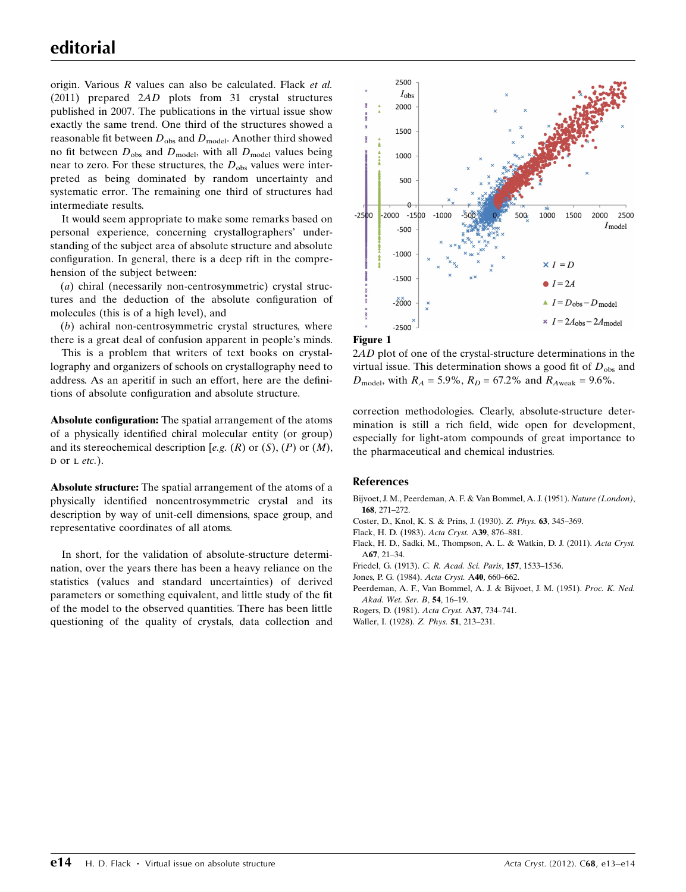origin. Various $R$ values can also be calculated. Flack *et al.* (2011) prepared $2AD$ plots from 31 crystal structures published in 2007. The publications in the virtual issue show exactly the same trend. One third of the structures showed a reasonable fit between $D_{\rm obs}$ and $D_{\rm model}$. Another third showed no fit between $D_{\rm obs}$ and $D_{\rm model}$, with all $D_{\rm model}$ values being near to zero. For these structures, the $D_{\rm obs}$ values were interpreted as being dominated by random uncertainty and systematic error. The remaining one third of structures had intermediate results.

It would seem appropriate to make some remarks based on personal experience, concerning crystallographers' understanding of the subject area of absolute structure and absolute configuration. In general, there is a deep rift in the comprehension of the subject between:

(*a*) chiral (necessarily non-centrosymmetric) crystal structures and the deduction of the absolute configuration of molecules (this is of a high level), and

(*b*) achiral non-centrosymmetric crystal structures, where there is a great deal of confusion apparent in people's minds.

This is a problem that writers of text books on crystallography and organizers of schools on crystallography need to address. As an aperitif in such an effort, here are the definitions of absolute configuration and absolute structure.

**Absolute configuration:** The spatial arrangement of the atoms of a physically identified chiral molecular entity (or group) and its stereochemical description [*e.g.* (*R*) or (*S*), (*P*) or (*M*), D or L *etc.*).

**Absolute structure:** The spatial arrangement of the atoms of a physically identified noncentrosymmetric crystal and its description by way of unit-cell dimensions, space group, and representative coordinates of all atoms.

In short, for the validation of absolute-structure determination, over the years there has been a heavy reliance on the statistics (values and standard uncertainties) of derived parameters or something equivalent, and little study of the fit of the model to the observed quantities. There has been little questioning of the quality of crystals, data collection and correction methodologies. Clearly, absolute-structure determination is still a rich field, wide open for development, especially for light-atom compounds of great importance to the pharmaceutical and chemical industries.

2500
$I_{\rm obs}$
2000
1500
1000
500
0
-2500 -2000 -1500 -1000 -500 0 500 1000 1500 2000 2500
$I_{\rm model}$
-500
-1000
-1500
-2000
-2500
× $I = D$
● $I = 2A$
▲ $I = D_{\rm obs} - D_{\rm model}$
× $I = 2A_{\rm obs} - 2A_{\rm model}$

**Figure 1**
$2AD$ plot of one of the crystal-structure determinations in the virtual issue. This determination shows a good fit of $D_{\rm obs}$ and $D_{\rm model}$, with $R_A$ = 5.9%, $R_D$ = 67.2% and $R_{A{\rm weak}}$ = 9.6%.

## References

Bijvoet, J. M., Peerdeman, A. F. & Van Bommel, A. J. (1951). *Nature (London)*, **168**, 271–272.

Coster, D., Knol, K. S. & Prins, J. (1930). *Z. Phys.* **63**, 345–369.

Flack, H. D. (1983). *Acta Cryst.* A**39**, 876–881.

Flack, H. D., Sadki, M., Thompson, A. L. & Watkin, D. J. (2011). *Acta Cryst.* A**67**, 21–34.

Friedel, G. (1913). *C. R. Acad. Sci. Paris*, **157**, 1533–1536.

Jones, P. G. (1984). *Acta Cryst.* A**40**, 660–662.

Peerdeman, A. F., Van Bommel, A. J. & Bijvoet, J. M. (1951). *Proc. K. Ned. Akad. Wet. Ser. B*, **54**, 16–19.

Rogers, D. (1981). *Acta Cryst.* A**37**, 734–741.

Waller, I. (1928). *Z. Phys.* **51**, 213–231.